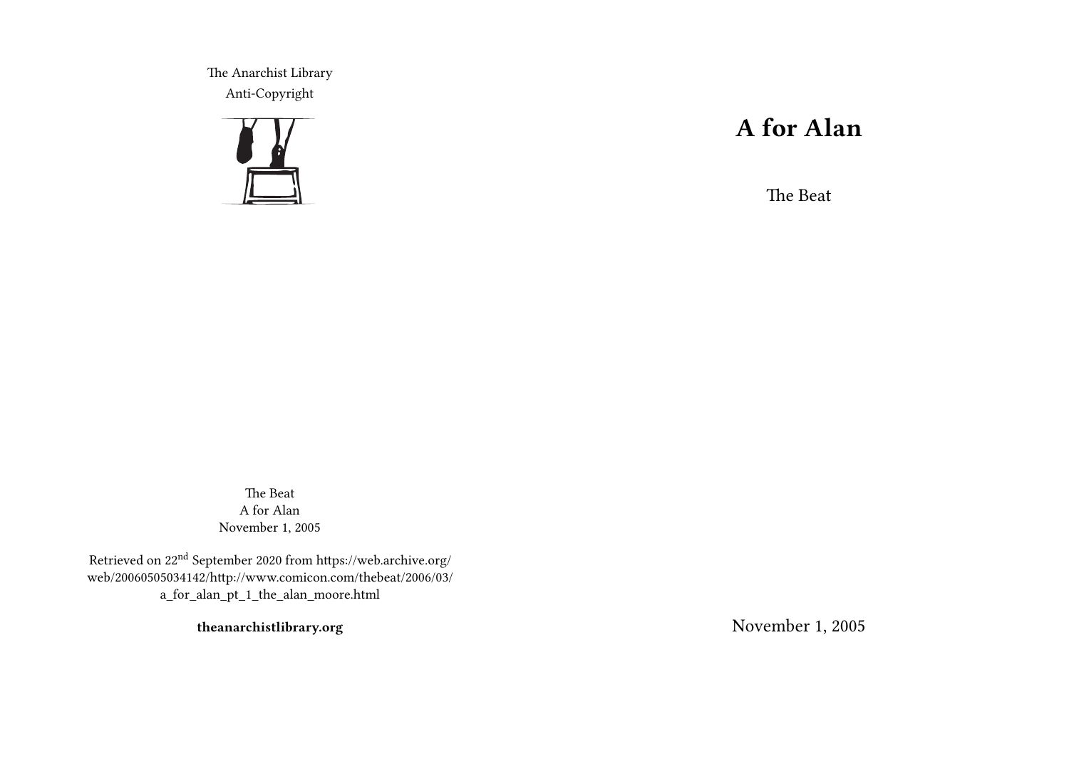The Anarchist Library
Anti-Copyright

# A for Alan

The Beat

November 1, 2005

The Beat
A for Alan
November 1, 2005

Retrieved on 22nd September 2020 from https://web.archive.org/web/20060505034142/http://www.comicon.com/thebeat/2006/03/a_for_alan_pt_1_the_alan_moore.html

**theanarchistlibrary.org**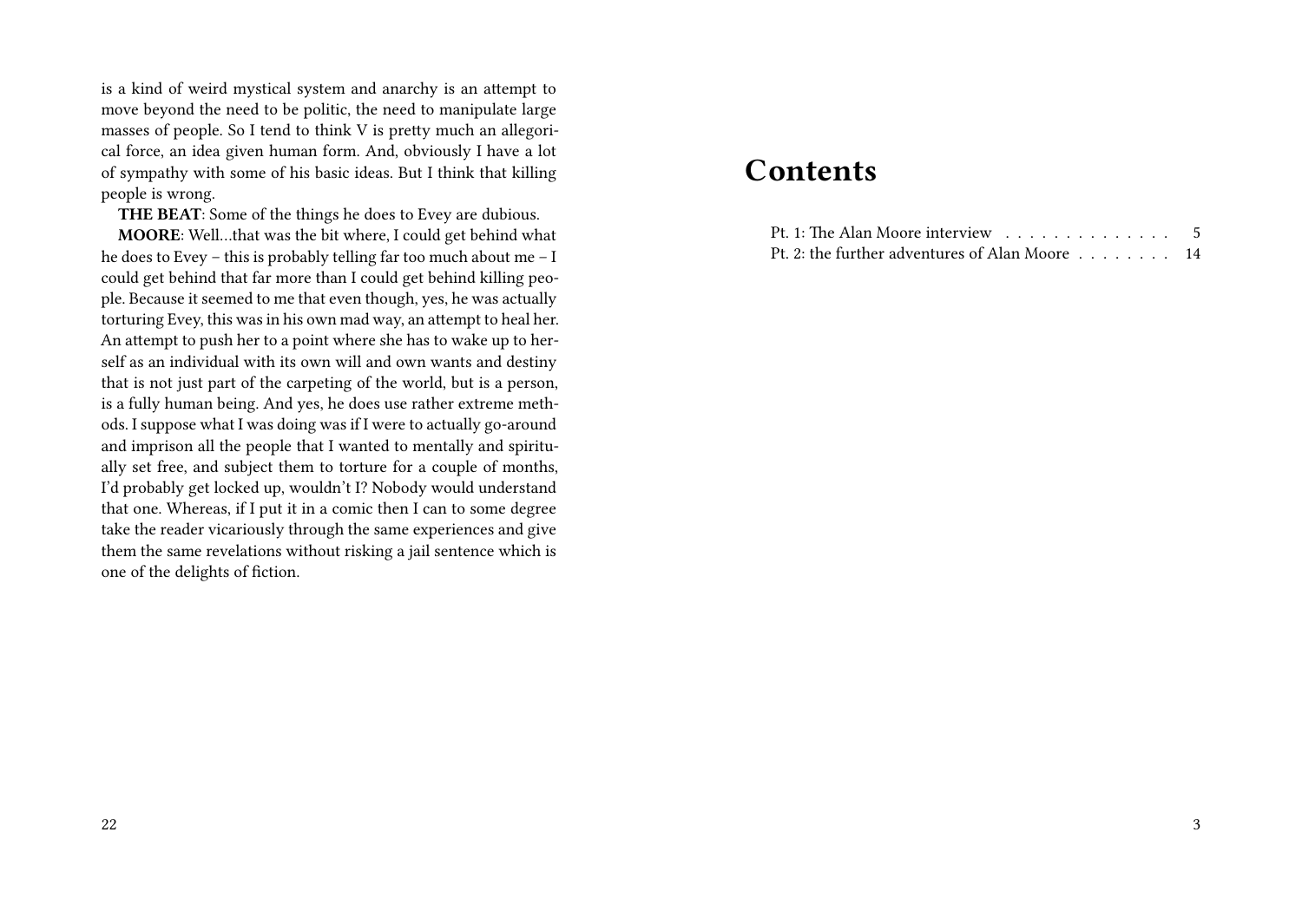is a kind of weird mystical system and anarchy is an attempt to move beyond the need to be politic, the need to manipulate large masses of people. So I tend to think V is pretty much an allegorical force, an idea given human form. And, obviously I have a lot of sympathy with some of his basic ideas. But I think that killing people is wrong.

**THE BEAT**: Some of the things he does to Evey are dubious.

**MOORE**: Well…that was the bit where, I could get behind what he does to Evey – this is probably telling far too much about me – I could get behind that far more than I could get behind killing people. Because it seemed to me that even though, yes, he was actually torturing Evey, this was in his own mad way, an attempt to heal her. An attempt to push her to a point where she has to wake up to herself as an individual with its own will and own wants and destiny that is not just part of the carpeting of the world, but is a person, is a fully human being. And yes, he does use rather extreme methods. I suppose what I was doing was if I were to actually go-around and imprison all the people that I wanted to mentally and spiritually set free, and subject them to torture for a couple of months, I'd probably get locked up, wouldn't I? Nobody would understand that one. Whereas, if I put it in a comic then I can to some degree take the reader vicariously through the same experiences and give them the same revelations without risking a jail sentence which is one of the delights of fiction.

# Contents

Pt. 1: The Alan Moore interview . . . . . . . . . . . . . . 5
Pt. 2: the further adventures of Alan Moore . . . . . . . . 14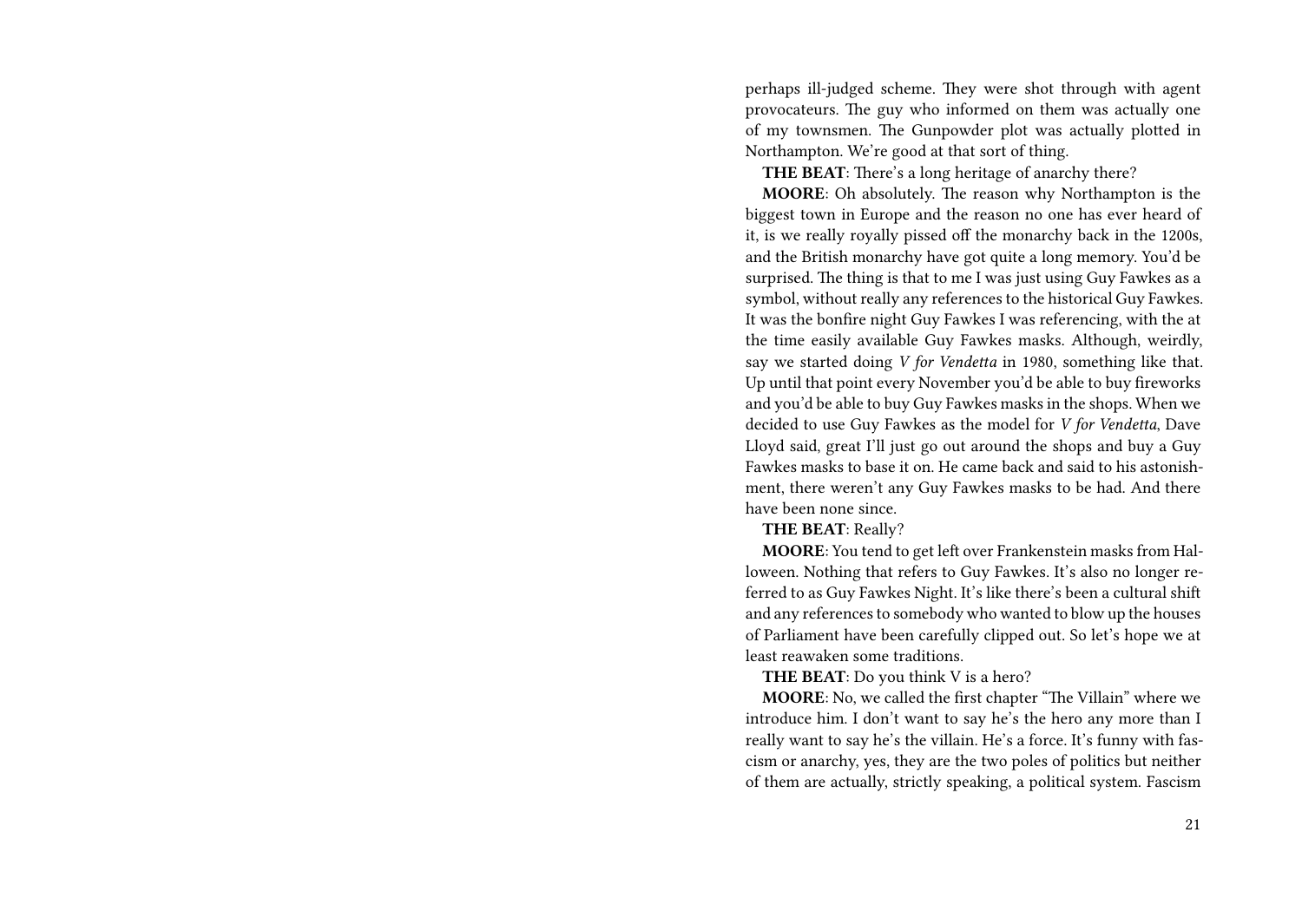perhaps ill-judged scheme. They were shot through with agent provocateurs. The guy who informed on them was actually one of my townsmen. The Gunpowder plot was actually plotted in Northampton. We're good at that sort of thing.

**THE BEAT**: There's a long heritage of anarchy there?

**MOORE**: Oh absolutely. The reason why Northampton is the biggest town in Europe and the reason no one has ever heard of it, is we really royally pissed off the monarchy back in the 1200s, and the British monarchy have got quite a long memory. You'd be surprised. The thing is that to me I was just using Guy Fawkes as a symbol, without really any references to the historical Guy Fawkes. It was the bonfire night Guy Fawkes I was referencing, with the at the time easily available Guy Fawkes masks. Although, weirdly, say we started doing *V for Vendetta* in 1980, something like that. Up until that point every November you'd be able to buy fireworks and you'd be able to buy Guy Fawkes masks in the shops. When we decided to use Guy Fawkes as the model for *V for Vendetta*, Dave Lloyd said, great I'll just go out around the shops and buy a Guy Fawkes masks to base it on. He came back and said to his astonishment, there weren't any Guy Fawkes masks to be had. And there have been none since.

**THE BEAT**: Really?

**MOORE**: You tend to get left over Frankenstein masks from Halloween. Nothing that refers to Guy Fawkes. It's also no longer referred to as Guy Fawkes Night. It's like there's been a cultural shift and any references to somebody who wanted to blow up the houses of Parliament have been carefully clipped out. So let's hope we at least reawaken some traditions.

**THE BEAT**: Do you think V is a hero?

**MOORE**: No, we called the first chapter "The Villain" where we introduce him. I don't want to say he's the hero any more than I really want to say he's the villain. He's a force. It's funny with fascism or anarchy, yes, they are the two poles of politics but neither of them are actually, strictly speaking, a political system. Fascism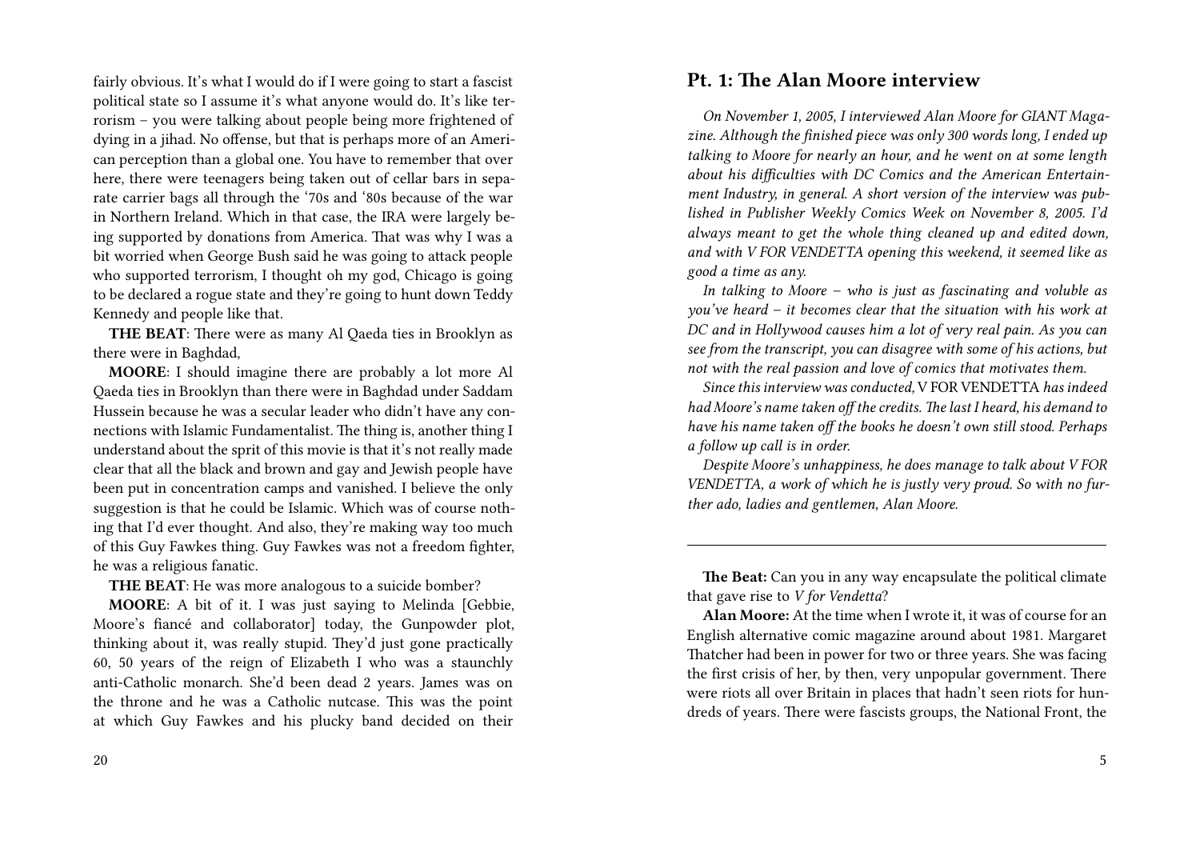fairly obvious. It's what I would do if I were going to start a fascist political state so I assume it's what anyone would do. It's like terrorism – you were talking about people being more frightened of dying in a jihad. No offense, but that is perhaps more of an American perception than a global one. You have to remember that over here, there were teenagers being taken out of cellar bars in separate carrier bags all through the '70s and '80s because of the war in Northern Ireland. Which in that case, the IRA were largely being supported by donations from America. That was why I was a bit worried when George Bush said he was going to attack people who supported terrorism, I thought oh my god, Chicago is going to be declared a rogue state and they're going to hunt down Teddy Kennedy and people like that.

**THE BEAT**: There were as many Al Qaeda ties in Brooklyn as there were in Baghdad,

**MOORE**: I should imagine there are probably a lot more Al Qaeda ties in Brooklyn than there were in Baghdad under Saddam Hussein because he was a secular leader who didn't have any connections with Islamic Fundamentalist. The thing is, another thing I understand about the sprit of this movie is that it's not really made clear that all the black and brown and gay and Jewish people have been put in concentration camps and vanished. I believe the only suggestion is that he could be Islamic. Which was of course nothing that I'd ever thought. And also, they're making way too much of this Guy Fawkes thing. Guy Fawkes was not a freedom fighter, he was a religious fanatic.

**THE BEAT**: He was more analogous to a suicide bomber?

**MOORE**: A bit of it. I was just saying to Melinda [Gebbie, Moore's fiancé and collaborator] today, the Gunpowder plot, thinking about it, was really stupid. They'd just gone practically 60, 50 years of the reign of Elizabeth I who was a staunchly anti-Catholic monarch. She'd been dead 2 years. James was on the throne and he was a Catholic nutcase. This was the point at which Guy Fawkes and his plucky band decided on their

## Pt. 1: The Alan Moore interview

*On November 1, 2005, I interviewed Alan Moore for GIANT Magazine. Although the finished piece was only 300 words long, I ended up talking to Moore for nearly an hour, and he went on at some length about his difficulties with DC Comics and the American Entertainment Industry, in general. A short version of the interview was published in Publisher Weekly Comics Week on November 8, 2005. I'd always meant to get the whole thing cleaned up and edited down, and with V FOR VENDETTA opening this weekend, it seemed like as good a time as any.*

*In talking to Moore – who is just as fascinating and voluble as you've heard – it becomes clear that the situation with his work at DC and in Hollywood causes him a lot of very real pain. As you can see from the transcript, you can disagree with some of his actions, but not with the real passion and love of comics that motivates them.*

*Since this interview was conducted,* V FOR VENDETTA *has indeed had Moore's name taken off the credits. The last I heard, his demand to have his name taken off the books he doesn't own still stood. Perhaps a follow up call is in order.*

*Despite Moore's unhappiness, he does manage to talk about V FOR VENDETTA, a work of which he is justly very proud. So with no further ado, ladies and gentlemen, Alan Moore.*

---

**The Beat:** Can you in any way encapsulate the political climate that gave rise to *V for Vendetta*?

**Alan Moore:** At the time when I wrote it, it was of course for an English alternative comic magazine around about 1981. Margaret Thatcher had been in power for two or three years. She was facing the first crisis of her, by then, very unpopular government. There were riots all over Britain in places that hadn't seen riots for hundreds of years. There were fascists groups, the National Front, the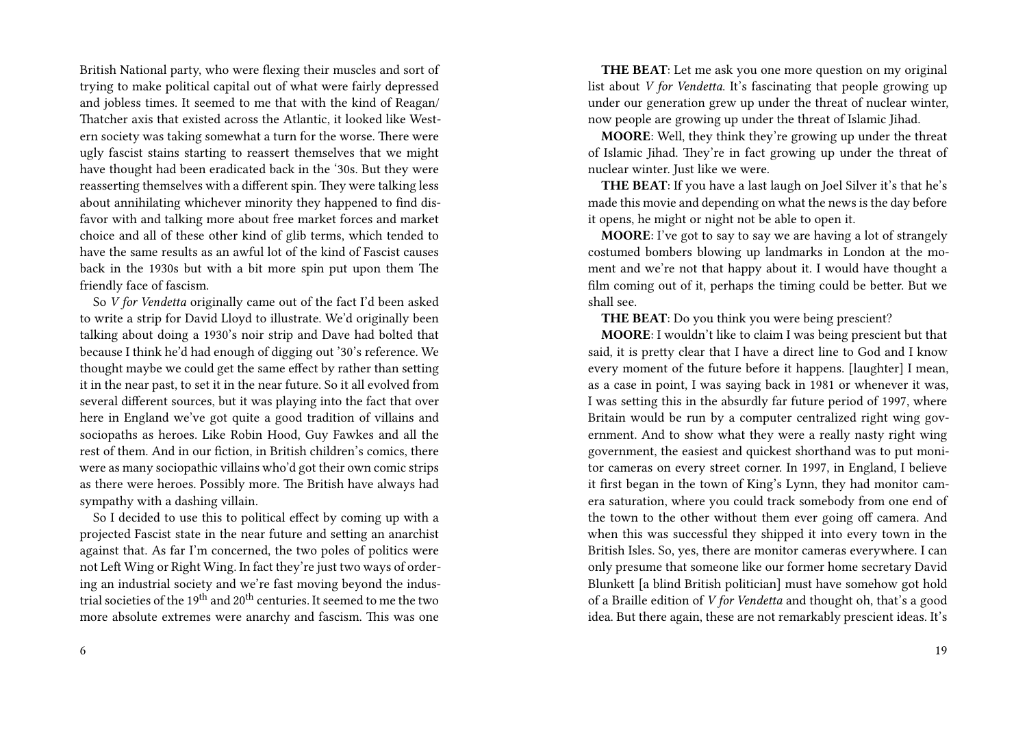British National party, who were flexing their muscles and sort of trying to make political capital out of what were fairly depressed and jobless times. It seemed to me that with the kind of Reagan/Thatcher axis that existed across the Atlantic, it looked like Western society was taking somewhat a turn for the worse. There were ugly fascist stains starting to reassert themselves that we might have thought had been eradicated back in the '30s. But they were reasserting themselves with a different spin. They were talking less about annihilating whichever minority they happened to find disfavor with and talking more about free market forces and market choice and all of these other kind of glib terms, which tended to have the same results as an awful lot of the kind of Fascist causes back in the 1930s but with a bit more spin put upon them The friendly face of fascism.

So *V for Vendetta* originally came out of the fact I'd been asked to write a strip for David Lloyd to illustrate. We'd originally been talking about doing a 1930's noir strip and Dave had bolted that because I think he'd had enough of digging out '30's reference. We thought maybe we could get the same effect by rather than setting it in the near past, to set it in the near future. So it all evolved from several different sources, but it was playing into the fact that over here in England we've got quite a good tradition of villains and sociopaths as heroes. Like Robin Hood, Guy Fawkes and all the rest of them. And in our fiction, in British children's comics, there were as many sociopathic villains who'd got their own comic strips as there were heroes. Possibly more. The British have always had sympathy with a dashing villain.

So I decided to use this to political effect by coming up with a projected Fascist state in the near future and setting an anarchist against that. As far I'm concerned, the two poles of politics were not Left Wing or Right Wing. In fact they're just two ways of ordering an industrial society and we're fast moving beyond the industrial societies of the 19th and 20th centuries. It seemed to me the two more absolute extremes were anarchy and fascism. This was one

**THE BEAT**: Let me ask you one more question on my original list about *V for Vendetta*. It's fascinating that people growing up under our generation grew up under the threat of nuclear winter, now people are growing up under the threat of Islamic Jihad.

**MOORE**: Well, they think they're growing up under the threat of Islamic Jihad. They're in fact growing up under the threat of nuclear winter. Just like we were.

**THE BEAT**: If you have a last laugh on Joel Silver it's that he's made this movie and depending on what the news is the day before it opens, he might or night not be able to open it.

**MOORE**: I've got to say to say we are having a lot of strangely costumed bombers blowing up landmarks in London at the moment and we're not that happy about it. I would have thought a film coming out of it, perhaps the timing could be better. But we shall see.

**THE BEAT**: Do you think you were being prescient?

**MOORE**: I wouldn't like to claim I was being prescient but that said, it is pretty clear that I have a direct line to God and I know every moment of the future before it happens. [laughter] I mean, as a case in point, I was saying back in 1981 or whenever it was, I was setting this in the absurdly far future period of 1997, where Britain would be run by a computer centralized right wing government. And to show what they were a really nasty right wing government, the easiest and quickest shorthand was to put monitor cameras on every street corner. In 1997, in England, I believe it first began in the town of King's Lynn, they had monitor camera saturation, where you could track somebody from one end of the town to the other without them ever going off camera. And when this was successful they shipped it into every town in the British Isles. So, yes, there are monitor cameras everywhere. I can only presume that someone like our former home secretary David Blunkett [a blind British politician] must have somehow got hold of a Braille edition of *V for Vendetta* and thought oh, that's a good idea. But there again, these are not remarkably prescient ideas. It's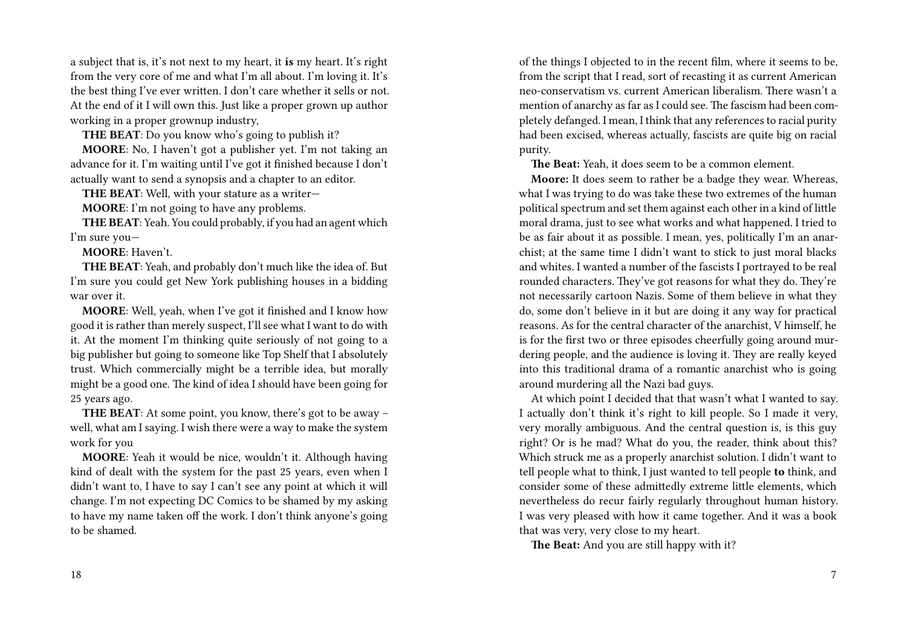a subject that is, it's not next to my heart, it **is** my heart. It's right from the very core of me and what I'm all about. I'm loving it. It's the best thing I've ever written. I don't care whether it sells or not. At the end of it I will own this. Just like a proper grown up author working in a proper grownup industry,

**THE BEAT**: Do you know who's going to publish it?

**MOORE**: No, I haven't got a publisher yet. I'm not taking an advance for it. I'm waiting until I've got it finished because I don't actually want to send a synopsis and a chapter to an editor.

**THE BEAT**: Well, with your stature as a writer—

**MOORE**: I'm not going to have any problems.

**THE BEAT**: Yeah. You could probably, if you had an agent which I'm sure you—

**MOORE**: Haven't.

**THE BEAT**: Yeah, and probably don't much like the idea of. But I'm sure you could get New York publishing houses in a bidding war over it.

**MOORE**: Well, yeah, when I've got it finished and I know how good it is rather than merely suspect, I'll see what I want to do with it. At the moment I'm thinking quite seriously of not going to a big publisher but going to someone like Top Shelf that I absolutely trust. Which commercially might be a terrible idea, but morally might be a good one. The kind of idea I should have been going for 25 years ago.

**THE BEAT**: At some point, you know, there's got to be away – well, what am I saying. I wish there were a way to make the system work for you

**MOORE**: Yeah it would be nice, wouldn't it. Although having kind of dealt with the system for the past 25 years, even when I didn't want to, I have to say I can't see any point at which it will change. I'm not expecting DC Comics to be shamed by my asking to have my name taken off the work. I don't think anyone's going to be shamed.

of the things I objected to in the recent film, where it seems to be, from the script that I read, sort of recasting it as current American neo-conservatism vs. current American liberalism. There wasn't a mention of anarchy as far as I could see. The fascism had been completely defanged. I mean, I think that any references to racial purity had been excised, whereas actually, fascists are quite big on racial purity.

**The Beat:** Yeah, it does seem to be a common element.

**Moore:** It does seem to rather be a badge they wear. Whereas, what I was trying to do was take these two extremes of the human political spectrum and set them against each other in a kind of little moral drama, just to see what works and what happened. I tried to be as fair about it as possible. I mean, yes, politically I'm an anarchist; at the same time I didn't want to stick to just moral blacks and whites. I wanted a number of the fascists I portrayed to be real rounded characters. They've got reasons for what they do. They're not necessarily cartoon Nazis. Some of them believe in what they do, some don't believe in it but are doing it any way for practical reasons. As for the central character of the anarchist, V himself, he is for the first two or three episodes cheerfully going around murdering people, and the audience is loving it. They are really keyed into this traditional drama of a romantic anarchist who is going around murdering all the Nazi bad guys.

At which point I decided that that wasn't what I wanted to say. I actually don't think it's right to kill people. So I made it very, very morally ambiguous. And the central question is, is this guy right? Or is he mad? What do you, the reader, think about this? Which struck me as a properly anarchist solution. I didn't want to tell people what to think, I just wanted to tell people **to** think, and consider some of these admittedly extreme little elements, which nevertheless do recur fairly regularly throughout human history. I was very pleased with how it came together. And it was a book that was very, very close to my heart.

**The Beat:** And you are still happy with it?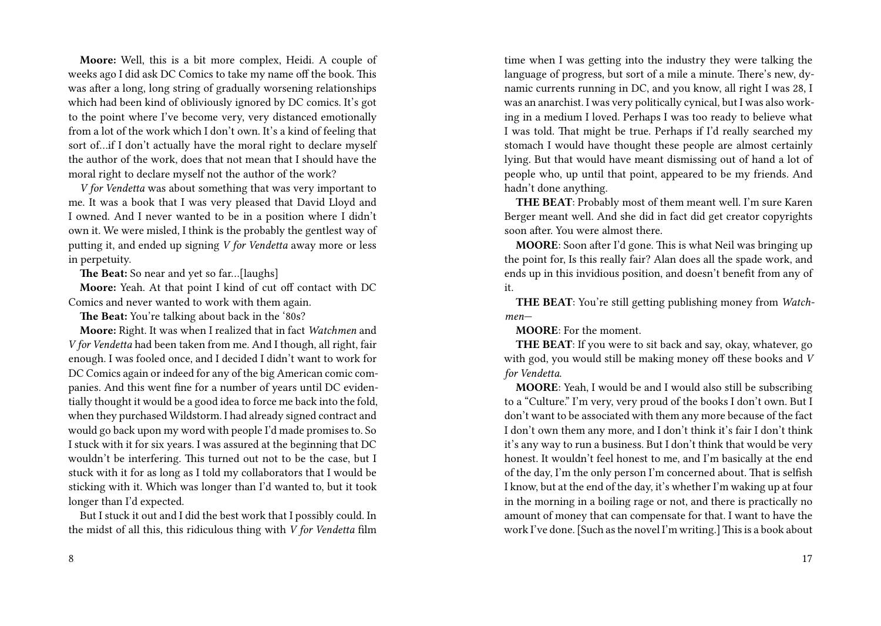**Moore:** Well, this is a bit more complex, Heidi. A couple of weeks ago I did ask DC Comics to take my name off the book. This was after a long, long string of gradually worsening relationships which had been kind of obliviously ignored by DC comics. It's got to the point where I've become very, very distanced emotionally from a lot of the work which I don't own. It's a kind of feeling that sort of…if I don't actually have the moral right to declare myself the author of the work, does that not mean that I should have the moral right to declare myself not the author of the work?

*V for Vendetta* was about something that was very important to me. It was a book that I was very pleased that David Lloyd and I owned. And I never wanted to be in a position where I didn't own it. We were misled, I think is the probably the gentlest way of putting it, and ended up signing *V for Vendetta* away more or less in perpetuity.

**The Beat:** So near and yet so far…[laughs]

**Moore:** Yeah. At that point I kind of cut off contact with DC Comics and never wanted to work with them again.

**The Beat:** You're talking about back in the '80s?

**Moore:** Right. It was when I realized that in fact *Watchmen* and *V for Vendetta* had been taken from me. And I though, all right, fair enough. I was fooled once, and I decided I didn't want to work for DC Comics again or indeed for any of the big American comic companies. And this went fine for a number of years until DC evidentially thought it would be a good idea to force me back into the fold, when they purchased Wildstorm. I had already signed contract and would go back upon my word with people I'd made promises to. So I stuck with it for six years. I was assured at the beginning that DC wouldn't be interfering. This turned out not to be the case, but I stuck with it for as long as I told my collaborators that I would be sticking with it. Which was longer than I'd wanted to, but it took longer than I'd expected.

But I stuck it out and I did the best work that I possibly could. In the midst of all this, this ridiculous thing with *V for Vendetta* film

time when I was getting into the industry they were talking the language of progress, but sort of a mile a minute. There's new, dynamic currents running in DC, and you know, all right I was 28, I was an anarchist. I was very politically cynical, but I was also working in a medium I loved. Perhaps I was too ready to believe what I was told. That might be true. Perhaps if I'd really searched my stomach I would have thought these people are almost certainly lying. But that would have meant dismissing out of hand a lot of people who, up until that point, appeared to be my friends. And hadn't done anything.

**THE BEAT**: Probably most of them meant well. I'm sure Karen Berger meant well. And she did in fact did get creator copyrights soon after. You were almost there.

**MOORE**: Soon after I'd gone. This is what Neil was bringing up the point for, Is this really fair? Alan does all the spade work, and ends up in this invidious position, and doesn't benefit from any of it.

**THE BEAT**: You're still getting publishing money from *Watchmen*—

**MOORE**: For the moment.

**THE BEAT**: If you were to sit back and say, okay, whatever, go with god, you would still be making money off these books and *V for Vendetta*.

**MOORE**: Yeah, I would be and I would also still be subscribing to a "Culture." I'm very, very proud of the books I don't own. But I don't want to be associated with them any more because of the fact I don't own them any more, and I don't think it's fair I don't think it's any way to run a business. But I don't think that would be very honest. It wouldn't feel honest to me, and I'm basically at the end of the day, I'm the only person I'm concerned about. That is selfish I know, but at the end of the day, it's whether I'm waking up at four in the morning in a boiling rage or not, and there is practically no amount of money that can compensate for that. I want to have the work I've done. [Such as the novel I'm writing.] This is a book about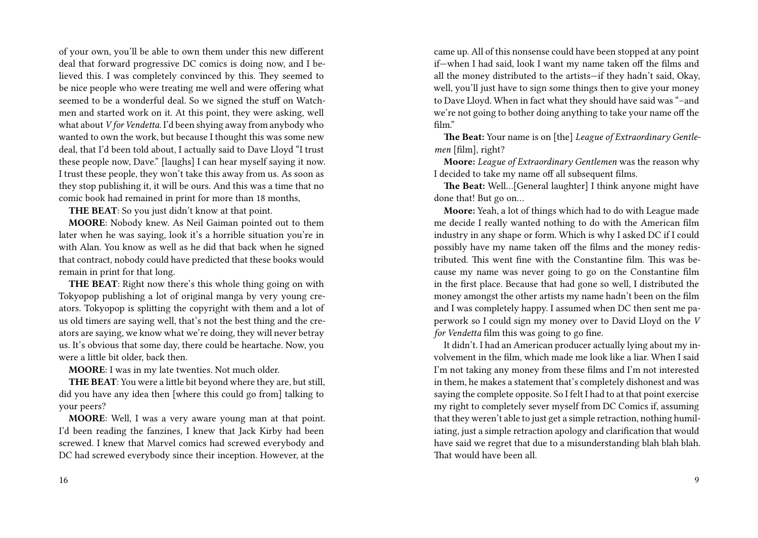of your own, you'll be able to own them under this new different deal that forward progressive DC comics is doing now, and I believed this. I was completely convinced by this. They seemed to be nice people who were treating me well and were offering what seemed to be a wonderful deal. So we signed the stuff on Watchmen and started work on it. At this point, they were asking, well what about *V for Vendetta*. I'd been shying away from anybody who wanted to own the work, but because I thought this was some new deal, that I'd been told about, I actually said to Dave Lloyd "I trust these people now, Dave." [laughs] I can hear myself saying it now. I trust these people, they won't take this away from us. As soon as they stop publishing it, it will be ours. And this was a time that no comic book had remained in print for more than 18 months,

**THE BEAT**: So you just didn't know at that point.

**MOORE**: Nobody knew. As Neil Gaiman pointed out to them later when he was saying, look it's a horrible situation you're in with Alan. You know as well as he did that back when he signed that contract, nobody could have predicted that these books would remain in print for that long.

**THE BEAT**: Right now there's this whole thing going on with Tokyopop publishing a lot of original manga by very young creators. Tokyopop is splitting the copyright with them and a lot of us old timers are saying well, that's not the best thing and the creators are saying, we know what we're doing, they will never betray us. It's obvious that some day, there could be heartache. Now, you were a little bit older, back then.

**MOORE**: I was in my late twenties. Not much older.

**THE BEAT**: You were a little bit beyond where they are, but still, did you have any idea then [where this could go from] talking to your peers?

**MOORE**: Well, I was a very aware young man at that point. I'd been reading the fanzines, I knew that Jack Kirby had been screwed. I knew that Marvel comics had screwed everybody and DC had screwed everybody since their inception. However, at the

came up. All of this nonsense could have been stopped at any point if—when I had said, look I want my name taken off the films and all the money distributed to the artists—if they hadn't said, Okay, well, you'll just have to sign some things then to give your money to Dave Lloyd. When in fact what they should have said was "–and we're not going to bother doing anything to take your name off the film."

**The Beat:** Your name is on [the] *League of Extraordinary Gentlemen* [film], right?

**Moore:** *League of Extraordinary Gentlemen* was the reason why I decided to take my name off all subsequent films.

**The Beat:** Well…[General laughter] I think anyone might have done that! But go on…

**Moore:** Yeah, a lot of things which had to do with League made me decide I really wanted nothing to do with the American film industry in any shape or form. Which is why I asked DC if I could possibly have my name taken off the films and the money redistributed. This went fine with the Constantine film. This was because my name was never going to go on the Constantine film in the first place. Because that had gone so well, I distributed the money amongst the other artists my name hadn't been on the film and I was completely happy. I assumed when DC then sent me paperwork so I could sign my money over to David Lloyd on the *V for Vendetta* film this was going to go fine.

It didn't. I had an American producer actually lying about my involvement in the film, which made me look like a liar. When I said I'm not taking any money from these films and I'm not interested in them, he makes a statement that's completely dishonest and was saying the complete opposite. So I felt I had to at that point exercise my right to completely sever myself from DC Comics if, assuming that they weren't able to just get a simple retraction, nothing humiliating, just a simple retraction apology and clarification that would have said we regret that due to a misunderstanding blah blah blah. That would have been all.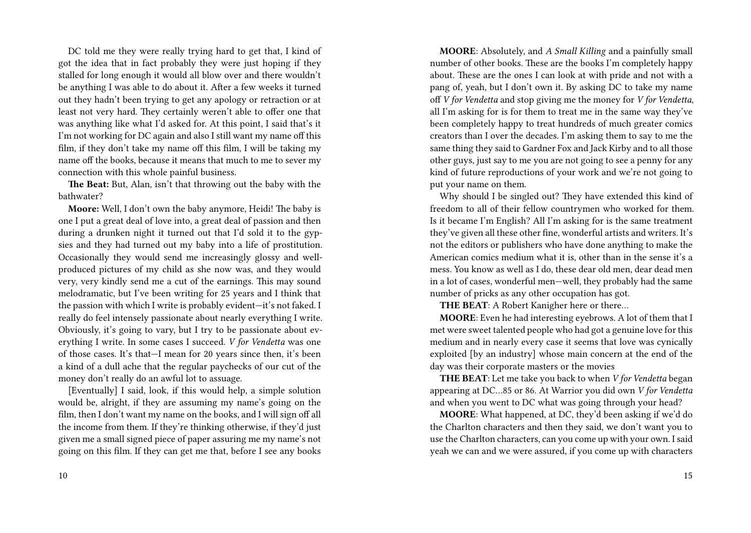DC told me they were really trying hard to get that, I kind of got the idea that in fact probably they were just hoping if they stalled for long enough it would all blow over and there wouldn't be anything I was able to do about it. After a few weeks it turned out they hadn't been trying to get any apology or retraction or at least not very hard. They certainly weren't able to offer one that was anything like what I'd asked for. At this point, I said that's it I'm not working for DC again and also I still want my name off this film, if they don't take my name off this film, I will be taking my name off the books, because it means that much to me to sever my connection with this whole painful business.

**The Beat:** But, Alan, isn't that throwing out the baby with the bathwater?

**Moore:** Well, I don't own the baby anymore, Heidi! The baby is one I put a great deal of love into, a great deal of passion and then during a drunken night it turned out that I'd sold it to the gypsies and they had turned out my baby into a life of prostitution. Occasionally they would send me increasingly glossy and well-produced pictures of my child as she now was, and they would very, very kindly send me a cut of the earnings. This may sound melodramatic, but I've been writing for 25 years and I think that the passion with which I write is probably evident—it's not faked. I really do feel intensely passionate about nearly everything I write. Obviously, it's going to vary, but I try to be passionate about everything I write. In some cases I succeed. *V for Vendetta* was one of those cases. It's that—I mean for 20 years since then, it's been a kind of a dull ache that the regular paychecks of our cut of the money don't really do an awful lot to assuage.

[Eventually] I said, look, if this would help, a simple solution would be, alright, if they are assuming my name's going on the film, then I don't want my name on the books, and I will sign off all the income from them. If they're thinking otherwise, if they'd just given me a small signed piece of paper assuring me my name's not going on this film. If they can get me that, before I see any books

**MOORE**: Absolutely, and *A Small Killing* and a painfully small number of other books. These are the books I'm completely happy about. These are the ones I can look at with pride and not with a pang of, yeah, but I don't own it. By asking DC to take my name off *V for Vendetta* and stop giving me the money for *V for Vendetta*, all I'm asking for is for them to treat me in the same way they've been completely happy to treat hundreds of much greater comics creators than I over the decades. I'm asking them to say to me the same thing they said to Gardner Fox and Jack Kirby and to all those other guys, just say to me you are not going to see a penny for any kind of future reproductions of your work and we're not going to put your name on them.

Why should I be singled out? They have extended this kind of freedom to all of their fellow countrymen who worked for them. Is it became I'm English? All I'm asking for is the same treatment they've given all these other fine, wonderful artists and writers. It's not the editors or publishers who have done anything to make the American comics medium what it is, other than in the sense it's a mess. You know as well as I do, these dear old men, dear dead men in a lot of cases, wonderful men—well, they probably had the same number of pricks as any other occupation has got.

**THE BEAT**: A Robert Kanigher here or there…

**MOORE**: Even he had interesting eyebrows. A lot of them that I met were sweet talented people who had got a genuine love for this medium and in nearly every case it seems that love was cynically exploited [by an industry] whose main concern at the end of the day was their corporate masters or the movies

**THE BEAT**: Let me take you back to when *V for Vendetta* began appearing at DC…85 or 86. At Warrior you did own *V for Vendetta* and when you went to DC what was going through your head?

**MOORE**: What happened, at DC, they'd been asking if we'd do the Charlton characters and then they said, we don't want you to use the Charlton characters, can you come up with your own. I said yeah we can and we were assured, if you come up with characters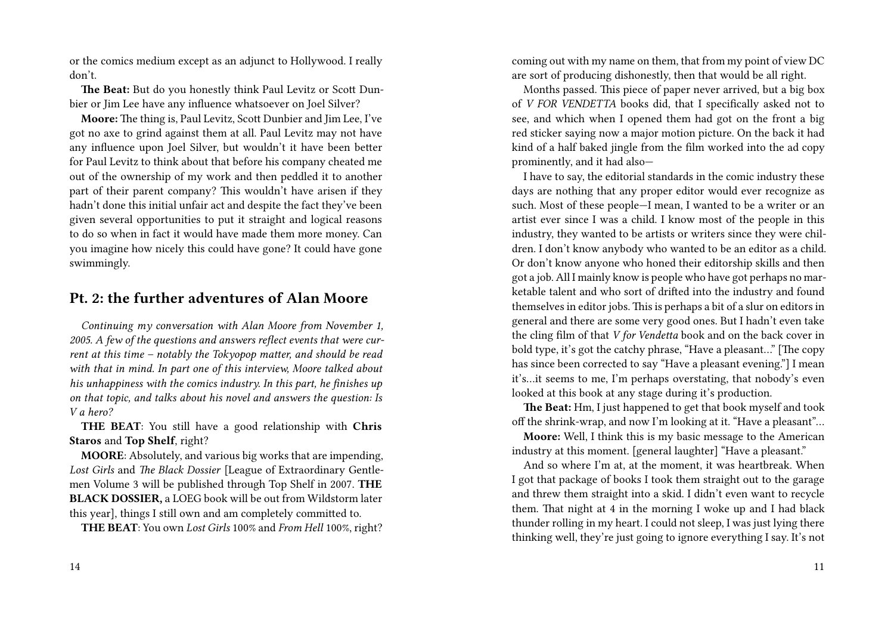or the comics medium except as an adjunct to Hollywood. I really don't.

**The Beat:** But do you honestly think Paul Levitz or Scott Dunbier or Jim Lee have any influence whatsoever on Joel Silver?

**Moore:** The thing is, Paul Levitz, Scott Dunbier and Jim Lee, I've got no axe to grind against them at all. Paul Levitz may not have any influence upon Joel Silver, but wouldn't it have been better for Paul Levitz to think about that before his company cheated me out of the ownership of my work and then peddled it to another part of their parent company? This wouldn't have arisen if they hadn't done this initial unfair act and despite the fact they've been given several opportunities to put it straight and logical reasons to do so when in fact it would have made them more money. Can you imagine how nicely this could have gone? It could have gone swimmingly.

## Pt. 2: the further adventures of Alan Moore

*Continuing my conversation with Alan Moore from November 1, 2005. A few of the questions and answers reflect events that were current at this time – notably the Tokyopop matter, and should be read with that in mind. In part one of this interview, Moore talked about his unhappiness with the comics industry. In this part, he finishes up on that topic, and talks about his novel and answers the question: Is V a hero?*

**THE BEAT**: You still have a good relationship with **Chris Staros** and **Top Shelf**, right?

**MOORE**: Absolutely, and various big works that are impending, *Lost Girls* and *The Black Dossier* [League of Extraordinary Gentlemen Volume 3 will be published through Top Shelf in 2007. **THE BLACK DOSSIER,** a LOEG book will be out from Wildstorm later this year], things I still own and am completely committed to.

**THE BEAT**: You own *Lost Girls* 100% and *From Hell* 100%, right?

coming out with my name on them, that from my point of view DC are sort of producing dishonestly, then that would be all right.

Months passed. This piece of paper never arrived, but a big box of *V FOR VENDETTA* books did, that I specifically asked not to see, and which when I opened them had got on the front a big red sticker saying now a major motion picture. On the back it had kind of a half baked jingle from the film worked into the ad copy prominently, and it had also—

I have to say, the editorial standards in the comic industry these days are nothing that any proper editor would ever recognize as such. Most of these people—I mean, I wanted to be a writer or an artist ever since I was a child. I know most of the people in this industry, they wanted to be artists or writers since they were children. I don't know anybody who wanted to be an editor as a child. Or don't know anyone who honed their editorship skills and then got a job. All I mainly know is people who have got perhaps no marketable talent and who sort of drifted into the industry and found themselves in editor jobs. This is perhaps a bit of a slur on editors in general and there are some very good ones. But I hadn't even take the cling film of that *V for Vendetta* book and on the back cover in bold type, it's got the catchy phrase, "Have a pleasant…" [The copy has since been corrected to say "Have a pleasant evening."] I mean it's…it seems to me, I'm perhaps overstating, that nobody's even looked at this book at any stage during it's production.

**The Beat:** Hm, I just happened to get that book myself and took off the shrink-wrap, and now I'm looking at it. "Have a pleasant"…

**Moore:** Well, I think this is my basic message to the American industry at this moment. [general laughter] "Have a pleasant."

And so where I'm at, at the moment, it was heartbreak. When I got that package of books I took them straight out to the garage and threw them straight into a skid. I didn't even want to recycle them. That night at 4 in the morning I woke up and I had black thunder rolling in my heart. I could not sleep, I was just lying there thinking well, they're just going to ignore everything I say. It's not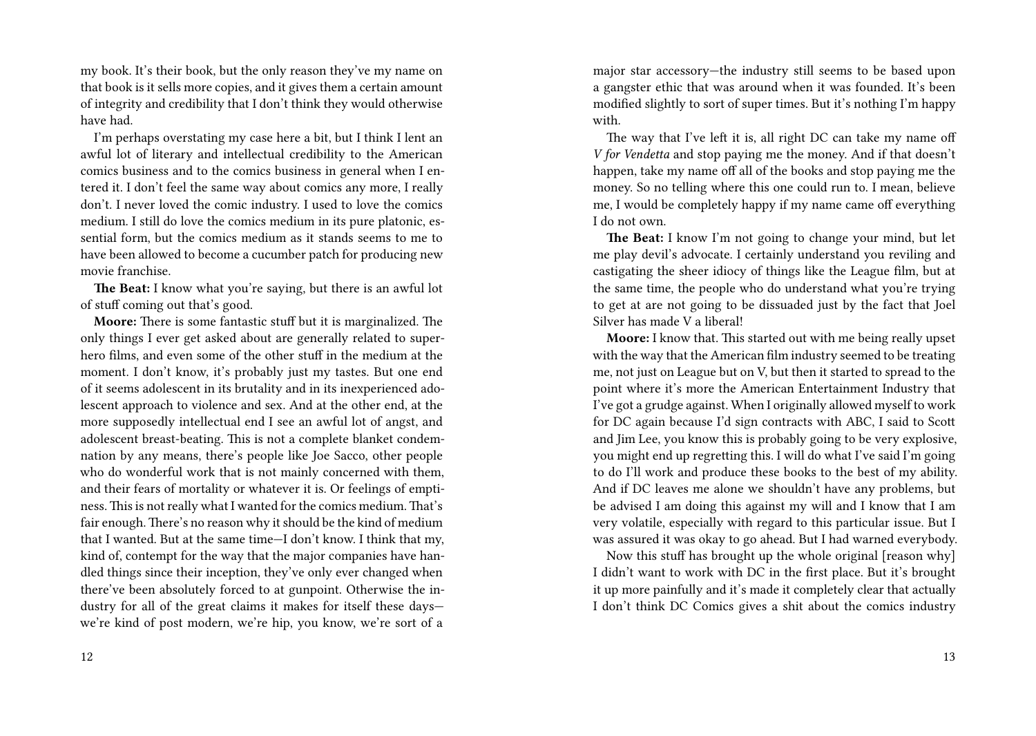my book. It's their book, but the only reason they've my name on that book is it sells more copies, and it gives them a certain amount of integrity and credibility that I don't think they would otherwise have had.

I'm perhaps overstating my case here a bit, but I think I lent an awful lot of literary and intellectual credibility to the American comics business and to the comics business in general when I entered it. I don't feel the same way about comics any more, I really don't. I never loved the comic industry. I used to love the comics medium. I still do love the comics medium in its pure platonic, essential form, but the comics medium as it stands seems to me to have been allowed to become a cucumber patch for producing new movie franchise.

**The Beat:** I know what you're saying, but there is an awful lot of stuff coming out that's good.

**Moore:** There is some fantastic stuff but it is marginalized. The only things I ever get asked about are generally related to superhero films, and even some of the other stuff in the medium at the moment. I don't know, it's probably just my tastes. But one end of it seems adolescent in its brutality and in its inexperienced adolescent approach to violence and sex. And at the other end, at the more supposedly intellectual end I see an awful lot of angst, and adolescent breast-beating. This is not a complete blanket condemnation by any means, there's people like Joe Sacco, other people who do wonderful work that is not mainly concerned with them, and their fears of mortality or whatever it is. Or feelings of emptiness. This is not really what I wanted for the comics medium. That's fair enough. There's no reason why it should be the kind of medium that I wanted. But at the same time—I don't know. I think that my, kind of, contempt for the way that the major companies have handled things since their inception, they've only ever changed when there've been absolutely forced to at gunpoint. Otherwise the industry for all of the great claims it makes for itself these days—we're kind of post modern, we're hip, you know, we're sort of a major star accessory—the industry still seems to be based upon a gangster ethic that was around when it was founded. It's been modified slightly to sort of super times. But it's nothing I'm happy with.

The way that I've left it is, all right DC can take my name off *V for Vendetta* and stop paying me the money. And if that doesn't happen, take my name off all of the books and stop paying me the money. So no telling where this one could run to. I mean, believe me, I would be completely happy if my name came off everything I do not own.

**The Beat:** I know I'm not going to change your mind, but let me play devil's advocate. I certainly understand you reviling and castigating the sheer idiocy of things like the League film, but at the same time, the people who do understand what you're trying to get at are not going to be dissuaded just by the fact that Joel Silver has made V a liberal!

**Moore:** I know that. This started out with me being really upset with the way that the American film industry seemed to be treating me, not just on League but on V, but then it started to spread to the point where it's more the American Entertainment Industry that I've got a grudge against. When I originally allowed myself to work for DC again because I'd sign contracts with ABC, I said to Scott and Jim Lee, you know this is probably going to be very explosive, you might end up regretting this. I will do what I've said I'm going to do I'll work and produce these books to the best of my ability. And if DC leaves me alone we shouldn't have any problems, but be advised I am doing this against my will and I know that I am very volatile, especially with regard to this particular issue. But I was assured it was okay to go ahead. But I had warned everybody.

Now this stuff has brought up the whole original [reason why] I didn't want to work with DC in the first place. But it's brought it up more painfully and it's made it completely clear that actually I don't think DC Comics gives a shit about the comics industry